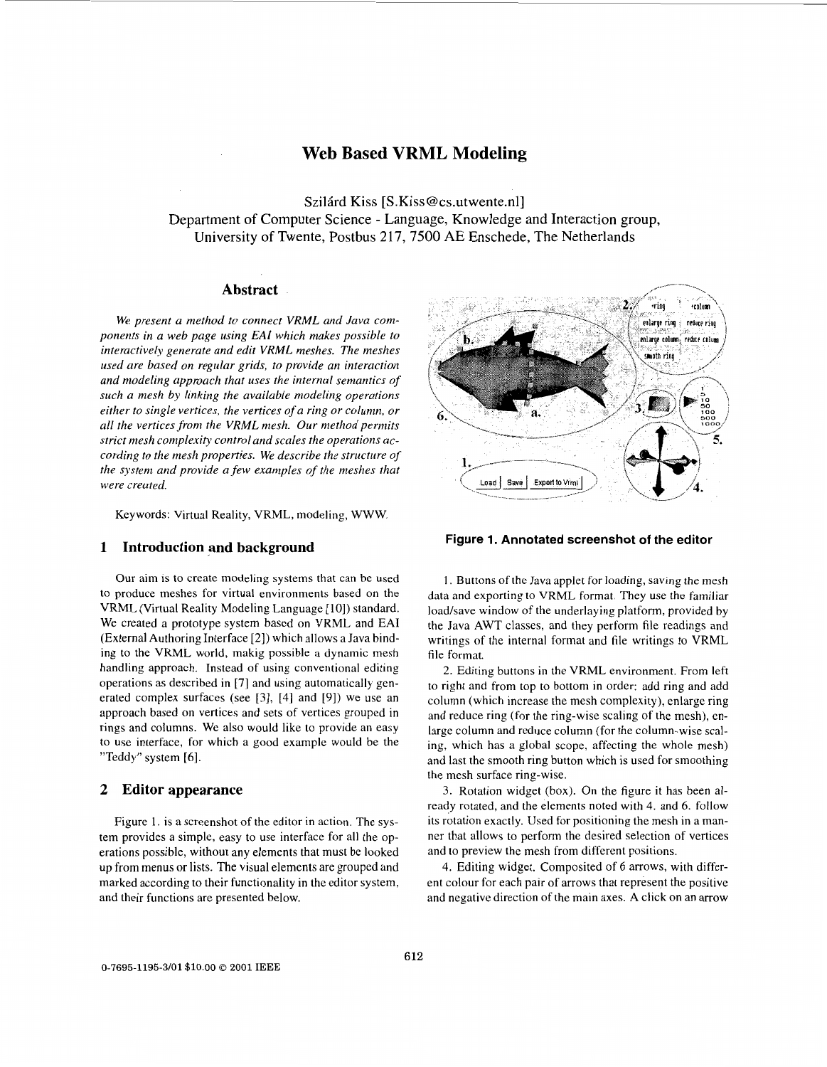# Web Based VRML Modeling

Szilárd Kiss [S.Kiss@cs.utwente.nl]
Department of Computer Science - Language, Knowledge and Interaction group,
University of Twente, Postbus 217, 7500 AE Enschede, The Netherlands

## Abstract

*We present a method to connect VRML and Java components in a web page using EAI which makes possible to interactively generate and edit VRML meshes. The meshes used are based on regular grids, to provide an interaction and modeling approach that uses the internal semantics of such a mesh by linking the available modeling operations either to single vertices, the vertices of a ring or column, or all the vertices from the VRML mesh. Our method permits strict mesh complexity control and scales the operations according to the mesh properties. We describe the structure of the system and provide a few examples of the meshes that were created.*

Keywords: Virtual Reality, VRML, modeling, WWW.

## 1 Introduction and background

Our aim is to create modeling systems that can be used to produce meshes for virtual environments based on the VRML (Virtual Reality Modeling Language [10]) standard. We created a prototype system based on VRML and EAI (External Authoring Interface [2]) which allows a Java binding to the VRML world, makig possible a dynamic mesh handling approach. Instead of using conventional editing operations as described in [7] and using automatically generated complex surfaces (see [3], [4] and [9]) we use an approach based on vertices and sets of vertices grouped in rings and columns. We also would like to provide an easy to use interface, for which a good example would be the "Teddy" system [6].

## 2 Editor appearance

Figure 1. is a screenshot of the editor in action. The system provides a simple, easy to use interface for all the operations possible, without any elements that must be looked up from menus or lists. The visual elements are grouped and marked according to their functionality in the editor system, and their functions are presented below.

**Figure 1. Annotated screenshot of the editor**

1. Buttons of the Java applet for loading, saving the mesh data and exporting to VRML format. They use the familiar load/save window of the underlaying platform, provided by the Java AWT classes, and they perform file readings and writings of the internal format and file writings to VRML file format.

2. Editing buttons in the VRML environment. From left to right and from top to bottom in order: add ring and add column (which increase the mesh complexity), enlarge ring and reduce ring (for the ring-wise scaling of the mesh), enlarge column and reduce column (for the column-wise scaling, which has a global scope, affecting the whole mesh) and last the smooth ring button which is used for smoothing the mesh surface ring-wise.

3. Rotation widget (box). On the figure it has been already rotated, and the elements noted with 4. and 6. follow its rotation exactly. Used for positioning the mesh in a manner that allows to perform the desired selection of vertices and to preview the mesh from different positions.

4. Editing widget. Composited of 6 arrows, with different colour for each pair of arrows that represent the positive and negative direction of the main axes. A click on an arrow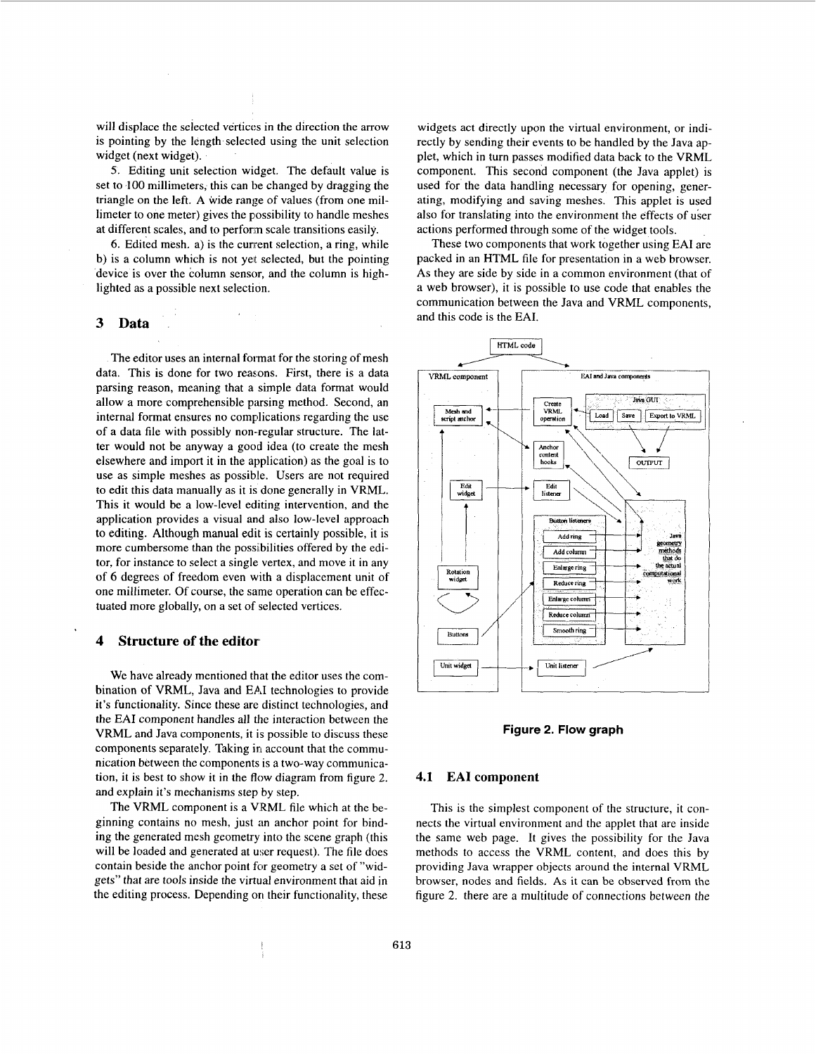will displace the selected vertices in the direction the arrow is pointing by the length selected using the unit selection widget (next widget).

5. Editing unit selection widget. The default value is set to 100 millimeters, this can be changed by dragging the triangle on the left. A wide range of values (from one millimeter to one meter) gives the possibility to handle meshes at different scales, and to perform scale transitions easily.

6. Edited mesh. a) is the current selection, a ring, while b) is a column which is not yet selected, but the pointing device is over the column sensor, and the column is highlighted as a possible next selection.

## 3 Data

The editor uses an internal format for the storing of mesh data. This is done for two reasons. First, there is a data parsing reason, meaning that a simple data format would allow a more comprehensible parsing method. Second, an internal format ensures no complications regarding the use of a data file with possibly non-regular structure. The latter would not be anyway a good idea (to create the mesh elsewhere and import it in the application) as the goal is to use as simple meshes as possible. Users are not required to edit this data manually as it is done generally in VRML. This it would be a low-level editing intervention, and the application provides a visual and also low-level approach to editing. Although manual edit is certainly possible, it is more cumbersome than the possibilities offered by the editor, for instance to select a single vertex, and move it in any of 6 degrees of freedom even with a displacement unit of one millimeter. Of course, the same operation can be effectuated more globally, on a set of selected vertices.

## 4 Structure of the editor

We have already mentioned that the editor uses the combination of VRML, Java and EAI technologies to provide it's functionality. Since these are distinct technologies, and the EAI component handles all the interaction between the VRML and Java components, it is possible to discuss these components separately. Taking in account that the communication between the components is a two-way communication, it is best to show it in the flow diagram from figure 2. and explain it's mechanisms step by step.

The VRML component is a VRML file which at the beginning contains no mesh, just an anchor point for binding the generated mesh geometry into the scene graph (this will be loaded and generated at user request). The file does contain beside the anchor point for geometry a set of "widgets" that are tools inside the virtual environment that aid in the editing process. Depending on their functionality, these widgets act directly upon the virtual environment, or indirectly by sending their events to be handled by the Java applet, which in turn passes modified data back to the VRML component. This second component (the Java applet) is used for the data handling necessary for opening, generating, modifying and saving meshes. This applet is used also for translating into the environment the effects of user actions performed through some of the widget tools.

These two components that work together using EAI are packed in an HTML file for presentation in a web browser. As they are side by side in a common environment (that of a web browser), it is possible to use code that enables the communication between the Java and VRML components, and this code is the EAI.

Figure 2. Flow graph

### 4.1 EAI component

This is the simplest component of the structure, it connects the virtual environment and the applet that are inside the same web page. It gives the possibility for the Java methods to access the VRML content, and does this by providing Java wrapper objects around the internal VRML browser, nodes and fields. As it can be observed from the figure 2. there are a multitude of connections between the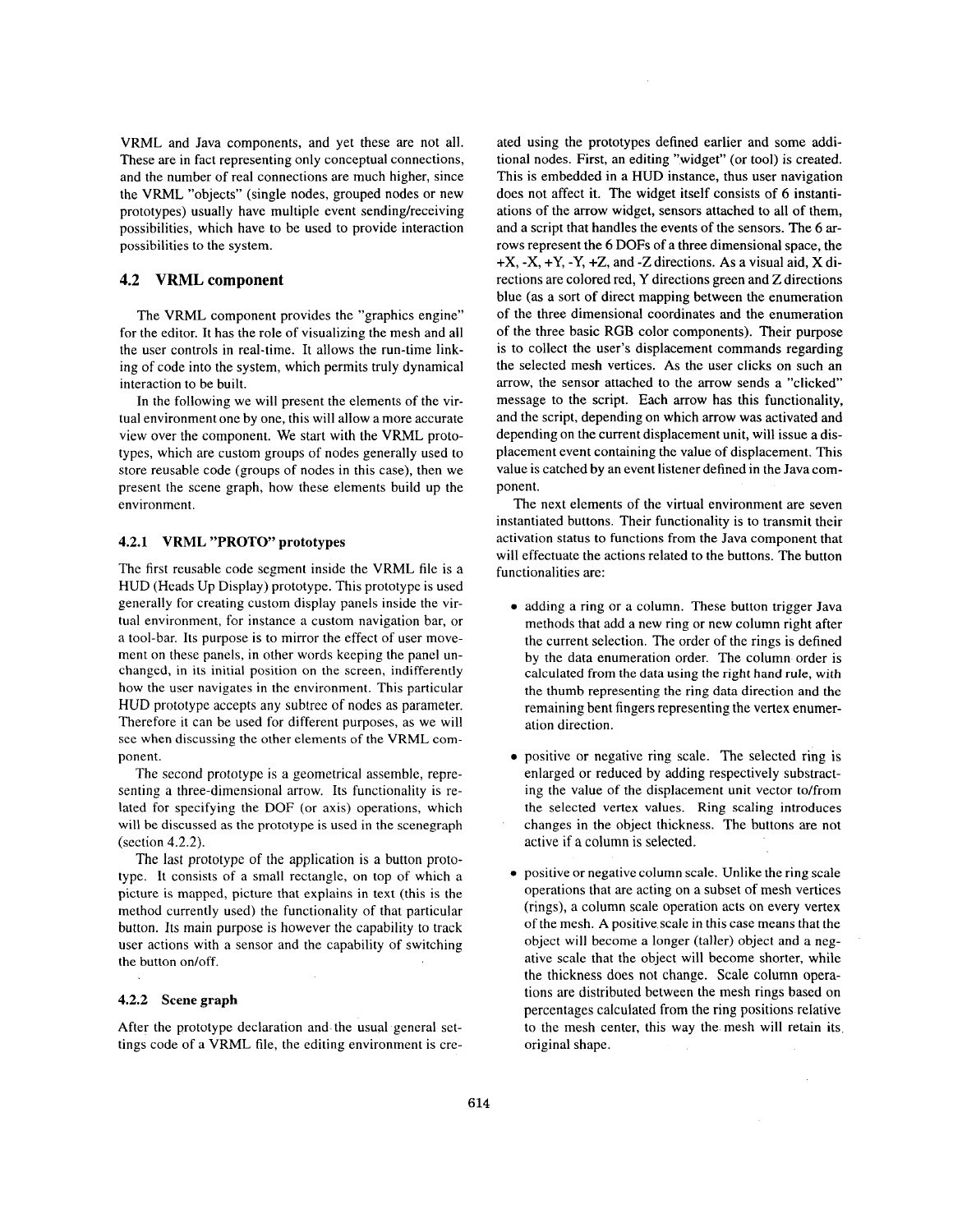VRML and Java components, and yet these are not all. These are in fact representing only conceptual connections, and the number of real connections are much higher, since the VRML "objects" (single nodes, grouped nodes or new prototypes) usually have multiple event sending/receiving possibilities, which have to be used to provide interaction possibilities to the system.

## 4.2 VRML component

The VRML component provides the "graphics engine" for the editor. It has the role of visualizing the mesh and all the user controls in real-time. It allows the run-time linking of code into the system, which permits truly dynamical interaction to be built.

In the following we will present the elements of the virtual environment one by one, this will allow a more accurate view over the component. We start with the VRML prototypes, which are custom groups of nodes generally used to store reusable code (groups of nodes in this case), then we present the scene graph, how these elements build up the environment.

### 4.2.1 VRML "PROTO" prototypes

The first reusable code segment inside the VRML file is a HUD (Heads Up Display) prototype. This prototype is used generally for creating custom display panels inside the virtual environment, for instance a custom navigation bar, or a tool-bar. Its purpose is to mirror the effect of user movement on these panels, in other words keeping the panel unchanged, in its initial position on the screen, indifferently how the user navigates in the environment. This particular HUD prototype accepts any subtree of nodes as parameter. Therefore it can be used for different purposes, as we will see when discussing the other elements of the VRML component.

The second prototype is a geometrical assemble, representing a three-dimensional arrow. Its functionality is related for specifying the DOF (or axis) operations, which will be discussed as the prototype is used in the scenegraph (section 4.2.2).

The last prototype of the application is a button prototype. It consists of a small rectangle, on top of which a picture is mapped, picture that explains in text (this is the method currently used) the functionality of that particular button. Its main purpose is however the capability to track user actions with a sensor and the capability of switching the button on/off.

### 4.2.2 Scene graph

After the prototype declaration and the usual general settings code of a VRML file, the editing environment is created using the prototypes defined earlier and some additional nodes. First, an editing "widget" (or tool) is created. This is embedded in a HUD instance, thus user navigation does not affect it. The widget itself consists of 6 instantiations of the arrow widget, sensors attached to all of them, and a script that handles the events of the sensors. The 6 arrows represent the 6 DOFs of a three dimensional space, the +X, -X, +Y, -Y, +Z, and -Z directions. As a visual aid, X directions are colored red, Y directions green and Z directions blue (as a sort of direct mapping between the enumeration of the three dimensional coordinates and the enumeration of the three basic RGB color components). Their purpose is to collect the user's displacement commands regarding the selected mesh vertices. As the user clicks on such an arrow, the sensor attached to the arrow sends a "clicked" message to the script. Each arrow has this functionality, and the script, depending on which arrow was activated and depending on the current displacement unit, will issue a displacement event containing the value of displacement. This value is catched by an event listener defined in the Java component.

The next elements of the virtual environment are seven instantiated buttons. Their functionality is to transmit their activation status to functions from the Java component that will effectuate the actions related to the buttons. The button functionalities are:

- adding a ring or a column. These button trigger Java methods that add a new ring or new column right after the current selection. The order of the rings is defined by the data enumeration order. The column order is calculated from the data using the right hand rule, with the thumb representing the ring data direction and the remaining bent fingers representing the vertex enumeration direction.
- positive or negative ring scale. The selected ring is enlarged or reduced by adding respectively substracting the value of the displacement unit vector to/from the selected vertex values. Ring scaling introduces changes in the object thickness. The buttons are not active if a column is selected.
- positive or negative column scale. Unlike the ring scale operations that are acting on a subset of mesh vertices (rings), a column scale operation acts on every vertex of the mesh. A positive scale in this case means that the object will become a longer (taller) object and a negative scale that the object will become shorter, while the thickness does not change. Scale column operations are distributed between the mesh rings based on percentages calculated from the ring positions relative to the mesh center, this way the mesh will retain its original shape.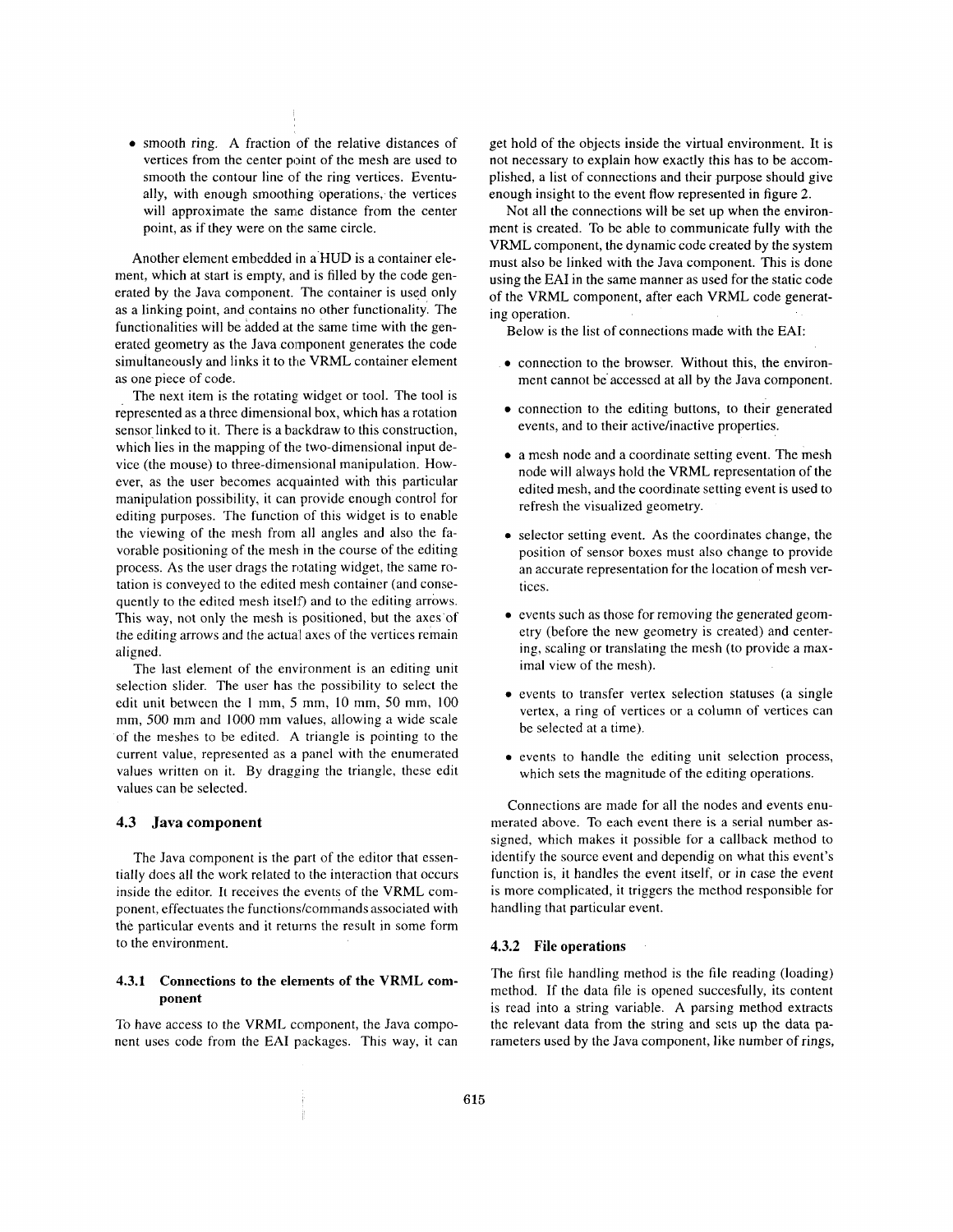- smooth ring. A fraction of the relative distances of vertices from the center point of the mesh are used to smooth the contour line of the ring vertices. Eventually, with enough smoothing operations, the vertices will approximate the same distance from the center point, as if they were on the same circle.

Another element embedded in a HUD is a container element, which at start is empty, and is filled by the code generated by the Java component. The container is used only as a linking point, and contains no other functionality. The functionalities will be added at the same time with the generated geometry as the Java component generates the code simultaneously and links it to the VRML container element as one piece of code.

The next item is the rotating widget or tool. The tool is represented as a three dimensional box, which has a rotation sensor linked to it. There is a backdraw to this construction, which lies in the mapping of the two-dimensional input device (the mouse) to three-dimensional manipulation. However, as the user becomes acquainted with this particular manipulation possibility, it can provide enough control for editing purposes. The function of this widget is to enable the viewing of the mesh from all angles and also the favorable positioning of the mesh in the course of the editing process. As the user drags the rotating widget, the same rotation is conveyed to the edited mesh container (and consequently to the edited mesh itself) and to the editing arrows. This way, not only the mesh is positioned, but the axes of the editing arrows and the actual axes of the vertices remain aligned.

The last element of the environment is an editing unit selection slider. The user has the possibility to select the edit unit between the 1 mm, 5 mm, 10 mm, 50 mm, 100 mm, 500 mm and 1000 mm values, allowing a wide scale of the meshes to be edited. A triangle is pointing to the current value, represented as a panel with the enumerated values written on it. By dragging the triangle, these edit values can be selected.

### 4.3 Java component

The Java component is the part of the editor that essentially does all the work related to the interaction that occurs inside the editor. It receives the events of the VRML component, effectuates the functions/commands associated with the particular events and it returns the result in some form to the environment.

#### 4.3.1 Connections to the elements of the VRML component

To have access to the VRML component, the Java component uses code from the EAI packages. This way, it can get hold of the objects inside the virtual environment. It is not necessary to explain how exactly this has to be accomplished, a list of connections and their purpose should give enough insight to the event flow represented in figure 2.

Not all the connections will be set up when the environment is created. To be able to communicate fully with the VRML component, the dynamic code created by the system must also be linked with the Java component. This is done using the EAI in the same manner as used for the static code of the VRML component, after each VRML code generating operation.

Below is the list of connections made with the EAI:

- connection to the browser. Without this, the environment cannot be accessed at all by the Java component.
- connection to the editing buttons, to their generated events, and to their active/inactive properties.
- a mesh node and a coordinate setting event. The mesh node will always hold the VRML representation of the edited mesh, and the coordinate setting event is used to refresh the visualized geometry.
- selector setting event. As the coordinates change, the position of sensor boxes must also change to provide an accurate representation for the location of mesh vertices.
- events such as those for removing the generated geometry (before the new geometry is created) and centering, scaling or translating the mesh (to provide a maximal view of the mesh).
- events to transfer vertex selection statuses (a single vertex, a ring of vertices or a column of vertices can be selected at a time).
- events to handle the editing unit selection process, which sets the magnitude of the editing operations.

Connections are made for all the nodes and events enumerated above. To each event there is a serial number assigned, which makes it possible for a callback method to identify the source event and dependig on what this event's function is, it handles the event itself, or in case the event is more complicated, it triggers the method responsible for handling that particular event.

#### 4.3.2 File operations

The first file handling method is the file reading (loading) method. If the data file is opened succesfully, its content is read into a string variable. A parsing method extracts the relevant data from the string and sets up the data parameters used by the Java component, like number of rings,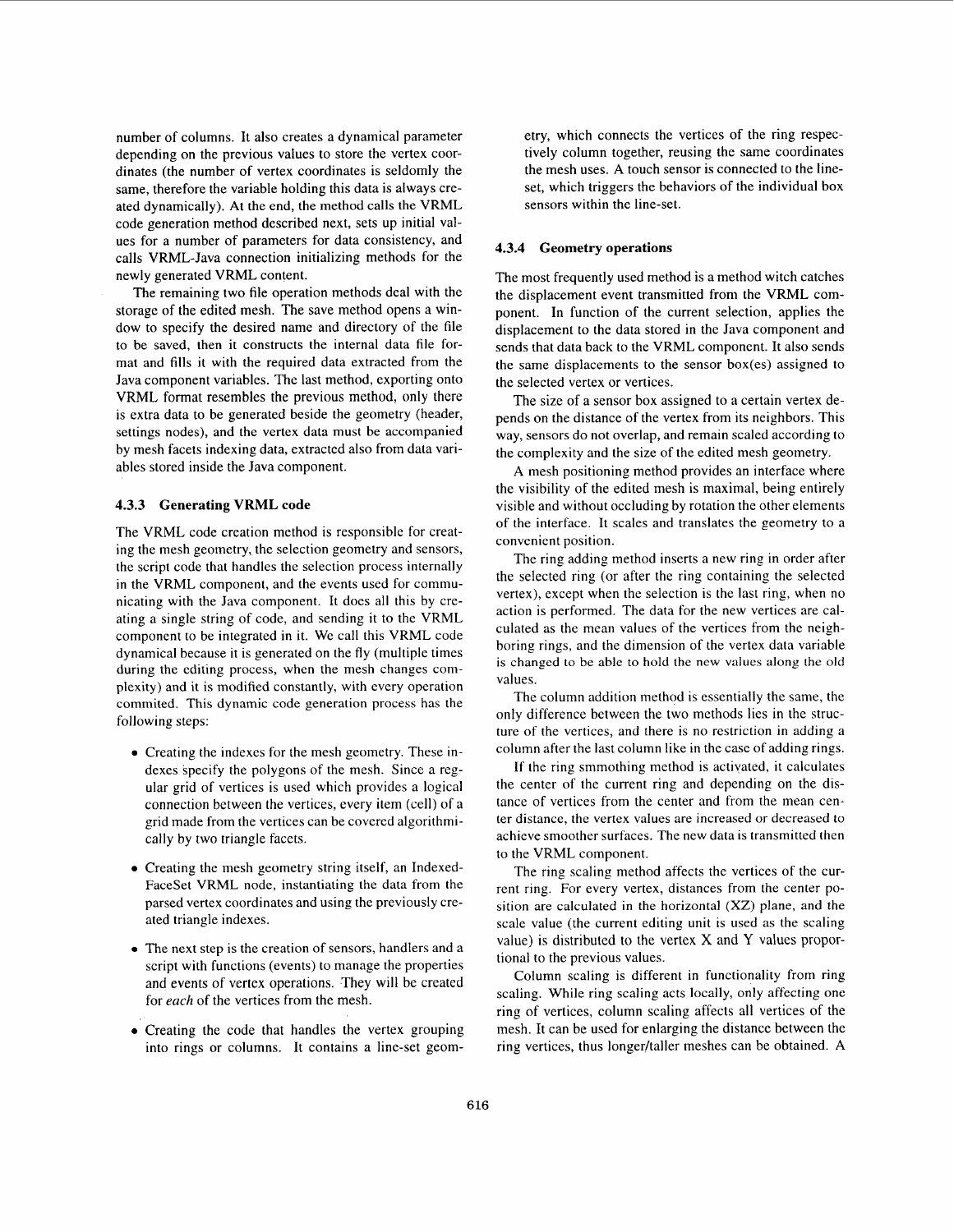number of columns. It also creates a dynamical parameter depending on the previous values to store the vertex coordinates (the number of vertex coordinates is seldomly the same, therefore the variable holding this data is always created dynamically). At the end, the method calls the VRML code generation method described next, sets up initial values for a number of parameters for data consistency, and calls VRML-Java connection initializing methods for the newly generated VRML content.

The remaining two file operation methods deal with the storage of the edited mesh. The save method opens a window to specify the desired name and directory of the file to be saved, then it constructs the internal data file format and fills it with the required data extracted from the Java component variables. The last method, exporting onto VRML format resembles the previous method, only there is extra data to be generated beside the geometry (header, settings nodes), and the vertex data must be accompanied by mesh facets indexing data, extracted also from data variables stored inside the Java component.

### 4.3.3 Generating VRML code

The VRML code creation method is responsible for creating the mesh geometry, the selection geometry and sensors, the script code that handles the selection process internally in the VRML component, and the events used for communicating with the Java component. It does all this by creating a single string of code, and sending it to the VRML component to be integrated in it. We call this VRML code dynamical because it is generated on the fly (multiple times during the editing process, when the mesh changes complexity) and it is modified constantly, with every operation commited. This dynamic code generation process has the following steps:

- Creating the indexes for the mesh geometry. These indexes specify the polygons of the mesh. Since a regular grid of vertices is used which provides a logical connection between the vertices, every item (cell) of a grid made from the vertices can be covered algorithmically by two triangle facets.
- Creating the mesh geometry string itself, an IndexedFaceSet VRML node, instantiating the data from the parsed vertex coordinates and using the previously created triangle indexes.
- The next step is the creation of sensors, handlers and a script with functions (events) to manage the properties and events of vertex operations. They will be created for *each* of the vertices from the mesh.
- Creating the code that handles the vertex grouping into rings or columns. It contains a line-set geometry, which connects the vertices of the ring respectively column together, reusing the same coordinates the mesh uses. A touch sensor is connected to the line-set, which triggers the behaviors of the individual box sensors within the line-set.

### 4.3.4 Geometry operations

The most frequently used method is a method witch catches the displacement event transmitted from the VRML component. In function of the current selection, applies the displacement to the data stored in the Java component and sends that data back to the VRML component. It also sends the same displacements to the sensor box(es) assigned to the selected vertex or vertices.

The size of a sensor box assigned to a certain vertex depends on the distance of the vertex from its neighbors. This way, sensors do not overlap, and remain scaled according to the complexity and the size of the edited mesh geometry.

A mesh positioning method provides an interface where the visibility of the edited mesh is maximal, being entirely visible and without occluding by rotation the other elements of the interface. It scales and translates the geometry to a convenient position.

The ring adding method inserts a new ring in order after the selected ring (or after the ring containing the selected vertex), except when the selection is the last ring, when no action is performed. The data for the new vertices are calculated as the mean values of the vertices from the neighboring rings, and the dimension of the vertex data variable is changed to be able to hold the new values along the old values.

The column addition method is essentially the same, the only difference between the two methods lies in the structure of the vertices, and there is no restriction in adding a column after the last column like in the case of adding rings.

If the ring smmothing method is activated, it calculates the center of the current ring and depending on the distance of vertices from the center and from the mean center distance, the vertex values are increased or decreased to achieve smoother surfaces. The new data is transmitted then to the VRML component.

The ring scaling method affects the vertices of the current ring. For every vertex, distances from the center position are calculated in the horizontal (XZ) plane, and the scale value (the current editing unit is used as the scaling value) is distributed to the vertex X and Y values proportional to the previous values.

Column scaling is different in functionality from ring scaling. While ring scaling acts locally, only affecting one ring of vertices, column scaling affects all vertices of the mesh. It can be used for enlarging the distance between the ring vertices, thus longer/taller meshes can be obtained. A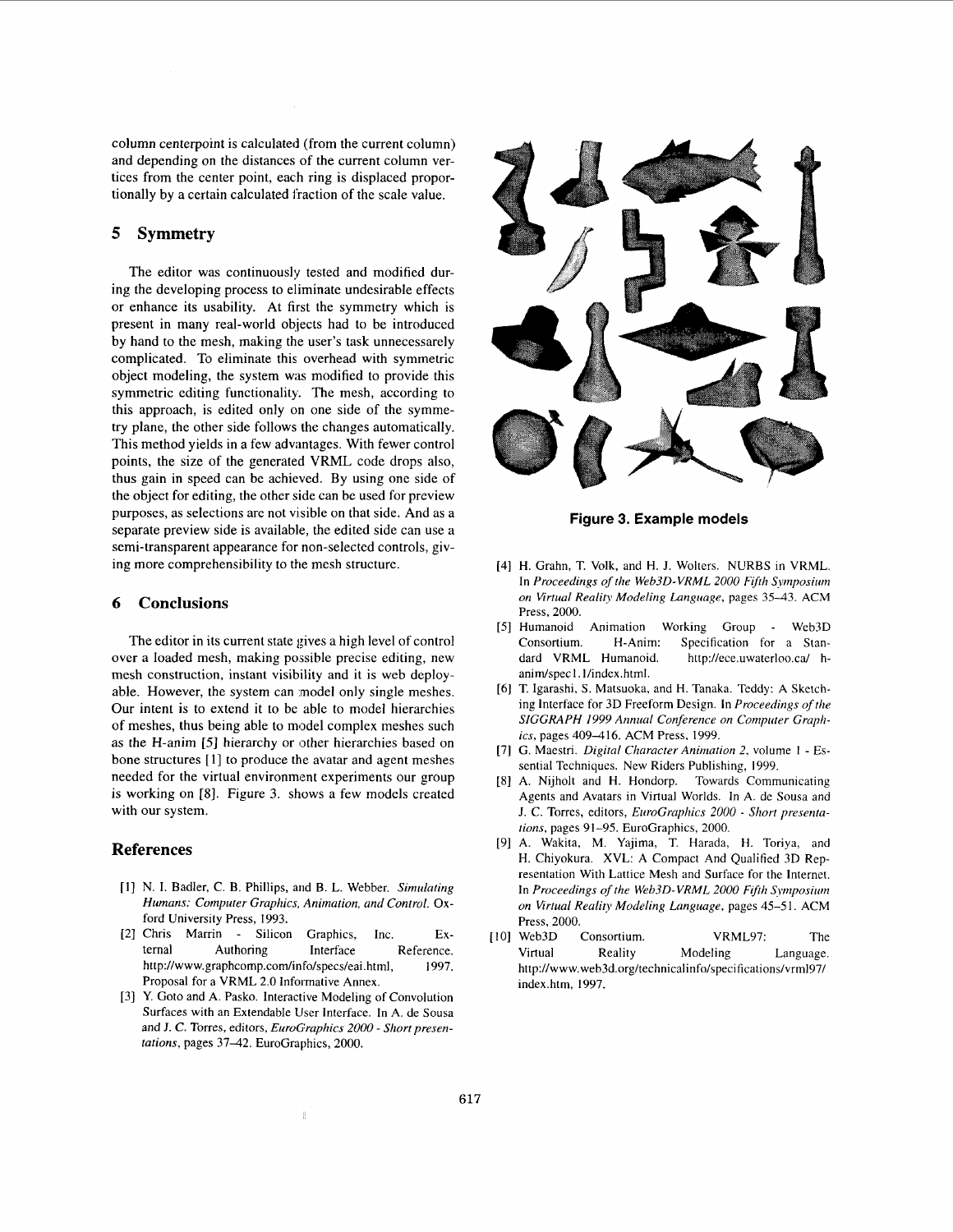column centerpoint is calculated (from the current column) and depending on the distances of the current column vertices from the center point, each ring is displaced proportionally by a certain calculated fraction of the scale value.

## 5 Symmetry

The editor was continuously tested and modified during the developing process to eliminate undesirable effects or enhance its usability. At first the symmetry which is present in many real-world objects had to be introduced by hand to the mesh, making the user's task unnecessarely complicated. To eliminate this overhead with symmetric object modeling, the system was modified to provide this symmetric editing functionality. The mesh, according to this approach, is edited only on one side of the symmetry plane, the other side follows the changes automatically. This method yields in a few advantages. With fewer control points, the size of the generated VRML code drops also, thus gain in speed can be achieved. By using one side of the object for editing, the other side can be used for preview purposes, as selections are not visible on that side. And as a separate preview side is available, the edited side can use a semi-transparent appearance for non-selected controls, giving more comprehensibility to the mesh structure.

## 6 Conclusions

The editor in its current state gives a high level of control over a loaded mesh, making possible precise editing, new mesh construction, instant visibility and it is web deployable. However, the system can model only single meshes. Our intent is to extend it to be able to model hierarchies of meshes, thus being able to model complex meshes such as the H-anim [5] hierarchy or other hierarchies based on bone structures [1] to produce the avatar and agent meshes needed for the virtual environment experiments our group is working on [8]. Figure 3. shows a few models created with our system.

**Figure 3. Example models**

## References

[1] N. I. Badler, C. B. Phillips, and B. L. Webber. *Simulating Humans: Computer Graphics, Animation, and Control.* Oxford University Press, 1993.

[2] Chris Marrin - Silicon Graphics, Inc. External Authoring Interface Reference. http://www.graphcomp.com/info/specs/eai.html, 1997. Proposal for a VRML 2.0 Informative Annex.

[3] Y. Goto and A. Pasko. Interactive Modeling of Convolution Surfaces with an Extendable User Interface. In A. de Sousa and J. C. Torres, editors, *EuroGraphics 2000 - Short presentations*, pages 37–42. EuroGraphics, 2000.

[4] H. Grahn, T. Volk, and H. J. Wolters. NURBS in VRML. In *Proceedings of the Web3D-VRML 2000 Fifth Symposium on Virtual Reality Modeling Language*, pages 35–43. ACM Press, 2000.

[5] Humanoid Animation Working Group - Web3D Consortium. H-Anim: Specification for a Standard VRML Humanoid. http://ece.uwaterloo.ca/ h-anim/spec1.1/index.html.

[6] T. Igarashi, S. Matsuoka, and H. Tanaka. Teddy: A Sketching Interface for 3D Freeform Design. In *Proceedings of the SIGGRAPH 1999 Annual Conference on Computer Graphics*, pages 409–416. ACM Press, 1999.

[7] G. Maestri. *Digital Character Animation 2*, volume 1 - Essential Techniques. New Riders Publishing, 1999.

[8] A. Nijholt and H. Hondorp. Towards Communicating Agents and Avatars in Virtual Worlds. In A. de Sousa and J. C. Torres, editors, *EuroGraphics 2000 - Short presentations*, pages 91–95. EuroGraphics, 2000.

[9] A. Wakita, M. Yajima, T. Harada, H. Toriya, and H. Chiyokura. XVL: A Compact And Qualified 3D Representation With Lattice Mesh and Surface for the Internet. In *Proceedings of the Web3D-VRML 2000 Fifth Symposium on Virtual Reality Modeling Language*, pages 45–51. ACM Press, 2000.

[10] Web3D Consortium. VRML97: The Virtual Reality Modeling Language. http://www.web3d.org/technicalinfo/specifications/vrml97/index.htm, 1997.